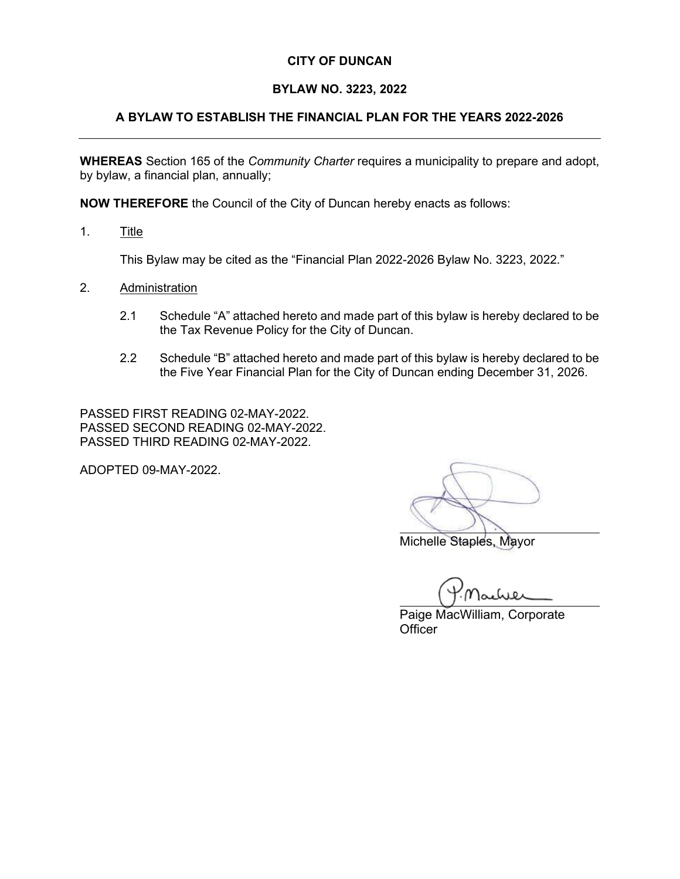# CITY OF DUNCAN

## BYLAW NO. 3223, 2022

## A BYLAW TO ESTABLISH THE FINANCIAL PLAN FOR THE YEARS 2022-2026

---

**WHEREAS** Section 165 of the *Community Charter* requires a municipality to prepare and adopt, by bylaw, a financial plan, annually;

**NOW THEREFORE** the Council of the City of Duncan hereby enacts as follows:

1. Title

   This Bylaw may be cited as the "Financial Plan 2022-2026 Bylaw No. 3223, 2022."

2. Administration

   2.1 Schedule "A" attached hereto and made part of this bylaw is hereby declared to be the Tax Revenue Policy for the City of Duncan.

   2.2 Schedule "B" attached hereto and made part of this bylaw is hereby declared to be the Five Year Financial Plan for the City of Duncan ending December 31, 2026.

PASSED FIRST READING 02-MAY-2022.
PASSED SECOND READING 02-MAY-2022.
PASSED THIRD READING 02-MAY-2022.

ADOPTED 09-MAY-2022.

Michelle Staples, Mayor

Paige MacWilliam, Corporate Officer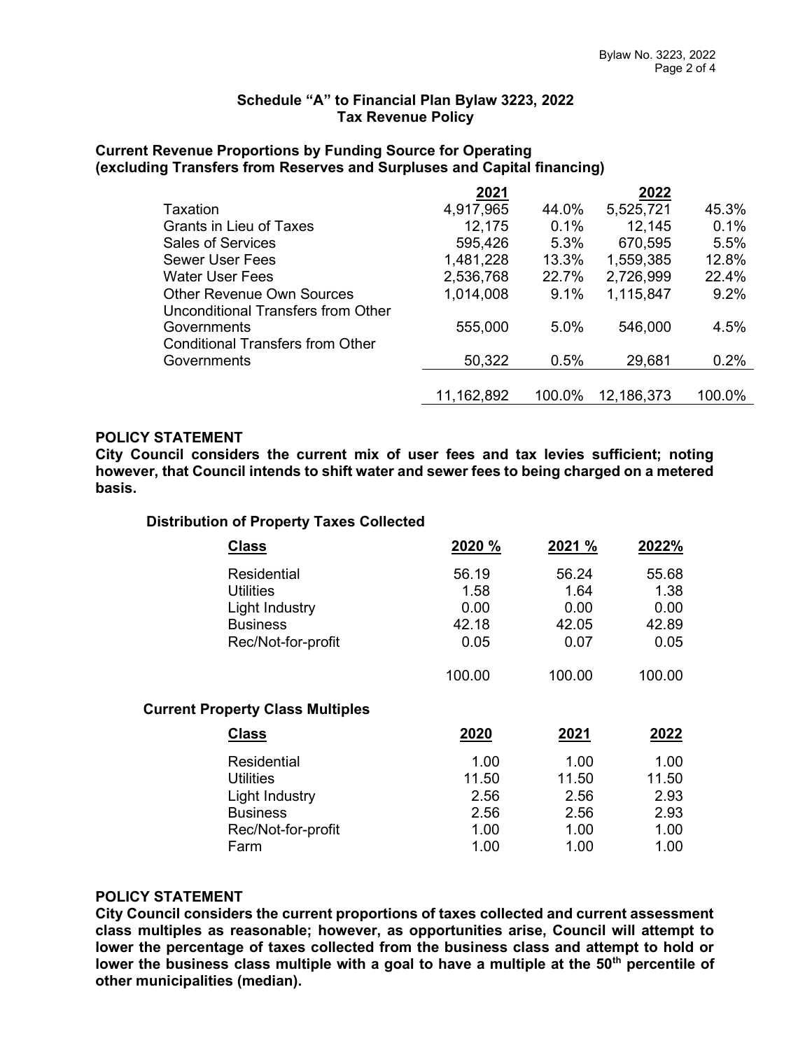## Schedule "A" to Financial Plan Bylaw 3223, 2022
## Tax Revenue Policy

### Current Revenue Proportions by Funding Source for Operating (excluding Transfers from Reserves and Surpluses and Capital financing)

| | 2021 | | 2022 | |
|---|---|---|---|---|
| Taxation | 4,917,965 | 44.0% | 5,525,721 | 45.3% |
| Grants in Lieu of Taxes | 12,175 | 0.1% | 12,145 | 0.1% |
| Sales of Services | 595,426 | 5.3% | 670,595 | 5.5% |
| Sewer User Fees | 1,481,228 | 13.3% | 1,559,385 | 12.8% |
| Water User Fees | 2,536,768 | 22.7% | 2,726,999 | 22.4% |
| Other Revenue Own Sources | 1,014,008 | 9.1% | 1,115,847 | 9.2% |
| Unconditional Transfers from Other Governments | 555,000 | 5.0% | 546,000 | 4.5% |
| Conditional Transfers from Other Governments | 50,322 | 0.5% | 29,681 | 0.2% |
| | 11,162,892 | 100.0% | 12,186,373 | 100.0% |

**POLICY STATEMENT**
**City Council considers the current mix of user fees and tax levies sufficient; noting however, that Council intends to shift water and sewer fees to being charged on a metered basis.**

### Distribution of Property Taxes Collected

| Class | 2020 % | 2021 % | 2022% |
|---|---|---|---|
| Residential | 56.19 | 56.24 | 55.68 |
| Utilities | 1.58 | 1.64 | 1.38 |
| Light Industry | 0.00 | 0.00 | 0.00 |
| Business | 42.18 | 42.05 | 42.89 |
| Rec/Not-for-profit | 0.05 | 0.07 | 0.05 |
| | 100.00 | 100.00 | 100.00 |

### Current Property Class Multiples

| Class | 2020 | 2021 | 2022 |
|---|---|---|---|
| Residential | 1.00 | 1.00 | 1.00 |
| Utilities | 11.50 | 11.50 | 11.50 |
| Light Industry | 2.56 | 2.56 | 2.93 |
| Business | 2.56 | 2.56 | 2.93 |
| Rec/Not-for-profit | 1.00 | 1.00 | 1.00 |
| Farm | 1.00 | 1.00 | 1.00 |

**POLICY STATEMENT**
**City Council considers the current proportions of taxes collected and current assessment class multiples as reasonable; however, as opportunities arise, Council will attempt to lower the percentage of taxes collected from the business class and attempt to hold or lower the business class multiple with a goal to have a multiple at the 50th percentile of other municipalities (median).**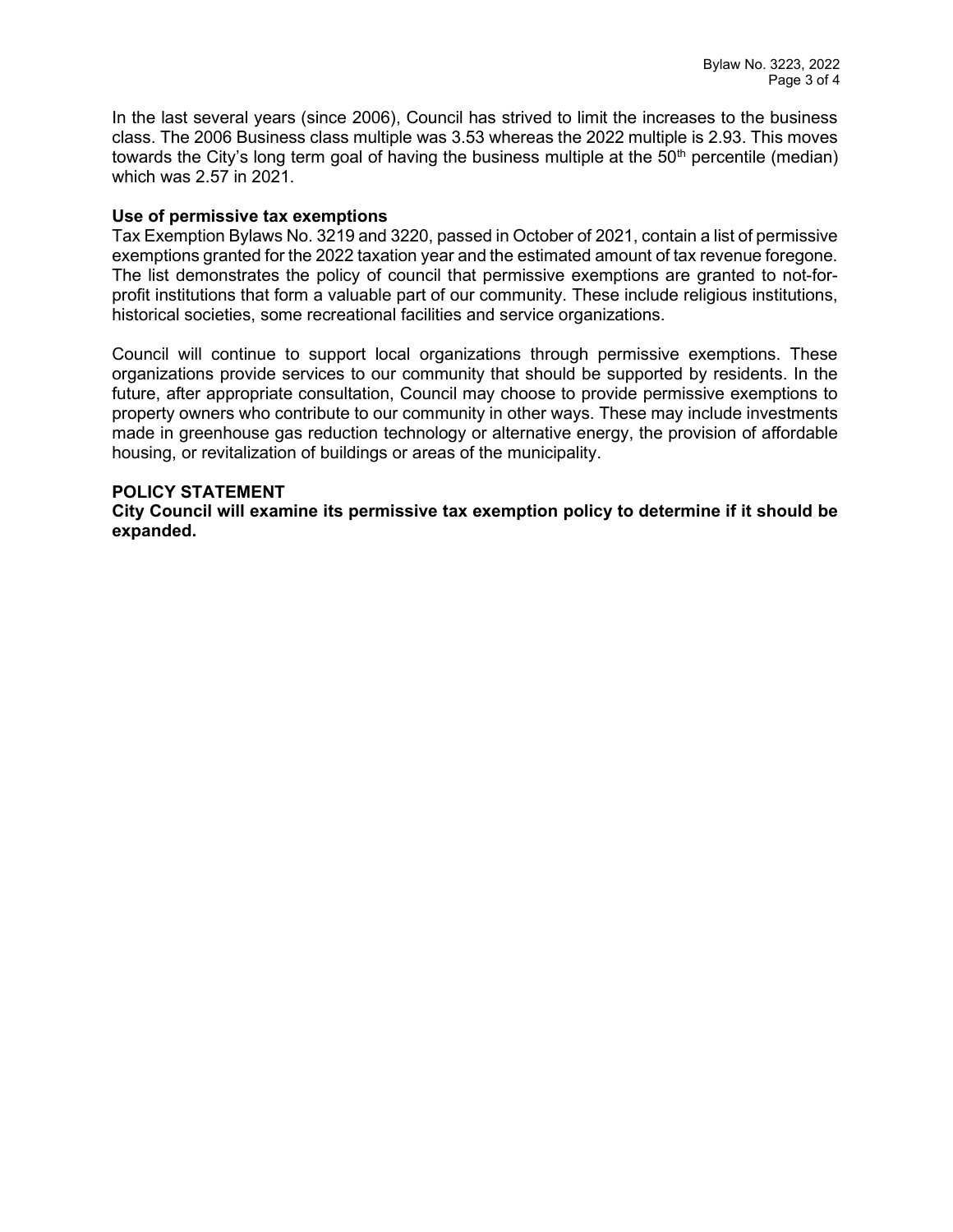In the last several years (since 2006), Council has strived to limit the increases to the business class. The 2006 Business class multiple was 3.53 whereas the 2022 multiple is 2.93. This moves towards the City's long term goal of having the business multiple at the 50th percentile (median) which was 2.57 in 2021.

**Use of permissive tax exemptions**

Tax Exemption Bylaws No. 3219 and 3220, passed in October of 2021, contain a list of permissive exemptions granted for the 2022 taxation year and the estimated amount of tax revenue foregone. The list demonstrates the policy of council that permissive exemptions are granted to not-for-profit institutions that form a valuable part of our community. These include religious institutions, historical societies, some recreational facilities and service organizations.

Council will continue to support local organizations through permissive exemptions. These organizations provide services to our community that should be supported by residents. In the future, after appropriate consultation, Council may choose to provide permissive exemptions to property owners who contribute to our community in other ways. These may include investments made in greenhouse gas reduction technology or alternative energy, the provision of affordable housing, or revitalization of buildings or areas of the municipality.

**POLICY STATEMENT**

**City Council will examine its permissive tax exemption policy to determine if it should be expanded.**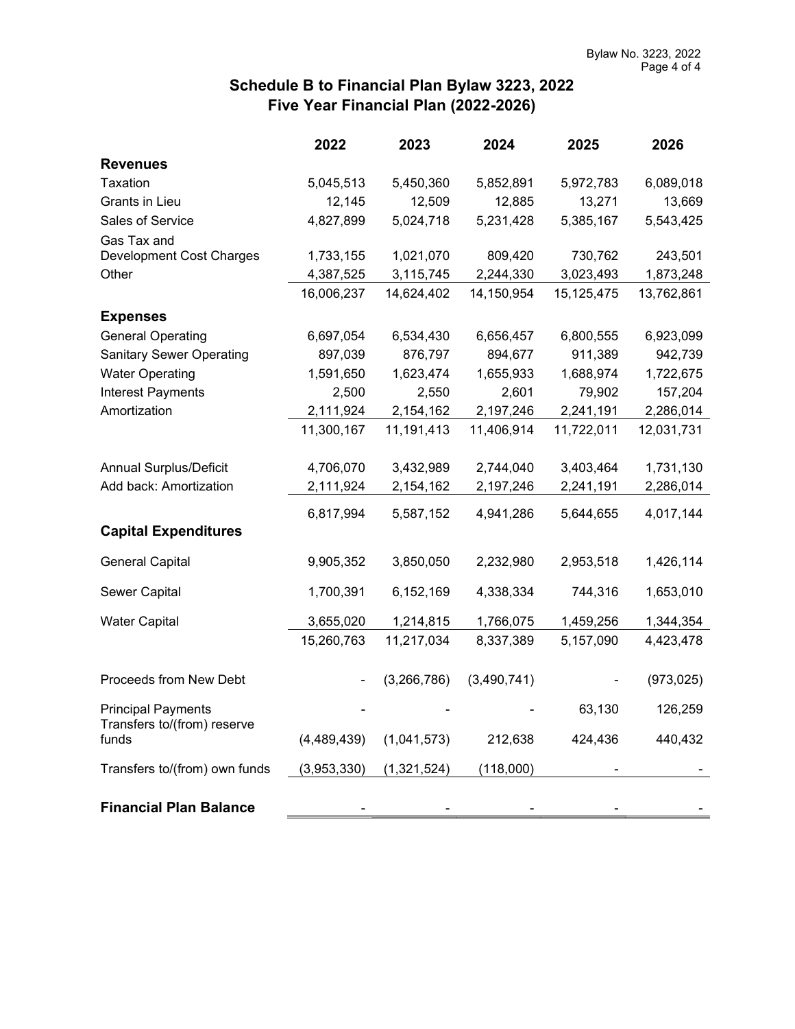# Schedule B to Financial Plan Bylaw 3223, 2022
## Five Year Financial Plan (2022-2026)

| | 2022 | 2023 | 2024 | 2025 | 2026 |
|---|---|---|---|---|---|
| **Revenues** | | | | | |
| Taxation | 5,045,513 | 5,450,360 | 5,852,891 | 5,972,783 | 6,089,018 |
| Grants in Lieu | 12,145 | 12,509 | 12,885 | 13,271 | 13,669 |
| Sales of Service | 4,827,899 | 5,024,718 | 5,231,428 | 5,385,167 | 5,543,425 |
| Gas Tax and Development Cost Charges | 1,733,155 | 1,021,070 | 809,420 | 730,762 | 243,501 |
| Other | 4,387,525 | 3,115,745 | 2,244,330 | 3,023,493 | 1,873,248 |
| | 16,006,237 | 14,624,402 | 14,150,954 | 15,125,475 | 13,762,861 |
| **Expenses** | | | | | |
| General Operating | 6,697,054 | 6,534,430 | 6,656,457 | 6,800,555 | 6,923,099 |
| Sanitary Sewer Operating | 897,039 | 876,797 | 894,677 | 911,389 | 942,739 |
| Water Operating | 1,591,650 | 1,623,474 | 1,655,933 | 1,688,974 | 1,722,675 |
| Interest Payments | 2,500 | 2,550 | 2,601 | 79,902 | 157,204 |
| Amortization | 2,111,924 | 2,154,162 | 2,197,246 | 2,241,191 | 2,286,014 |
| | 11,300,167 | 11,191,413 | 11,406,914 | 11,722,011 | 12,031,731 |
| Annual Surplus/Deficit | 4,706,070 | 3,432,989 | 2,744,040 | 3,403,464 | 1,731,130 |
| Add back: Amortization | 2,111,924 | 2,154,162 | 2,197,246 | 2,241,191 | 2,286,014 |
| | 6,817,994 | 5,587,152 | 4,941,286 | 5,644,655 | 4,017,144 |
| **Capital Expenditures** | | | | | |
| General Capital | 9,905,352 | 3,850,050 | 2,232,980 | 2,953,518 | 1,426,114 |
| Sewer Capital | 1,700,391 | 6,152,169 | 4,338,334 | 744,316 | 1,653,010 |
| Water Capital | 3,655,020 | 1,214,815 | 1,766,075 | 1,459,256 | 1,344,354 |
| | 15,260,763 | 11,217,034 | 8,337,389 | 5,157,090 | 4,423,478 |
| Proceeds from New Debt | - | (3,266,786) | (3,490,741) | - | (973,025) |
| Principal Payments | - | - | - | 63,130 | 126,259 |
| Transfers to/(from) reserve funds | (4,489,439) | (1,041,573) | 212,638 | 424,436 | 440,432 |
| Transfers to/(from) own funds | (3,953,330) | (1,321,524) | (118,000) | - | - |
| **Financial Plan Balance** | - | - | - | - | - |